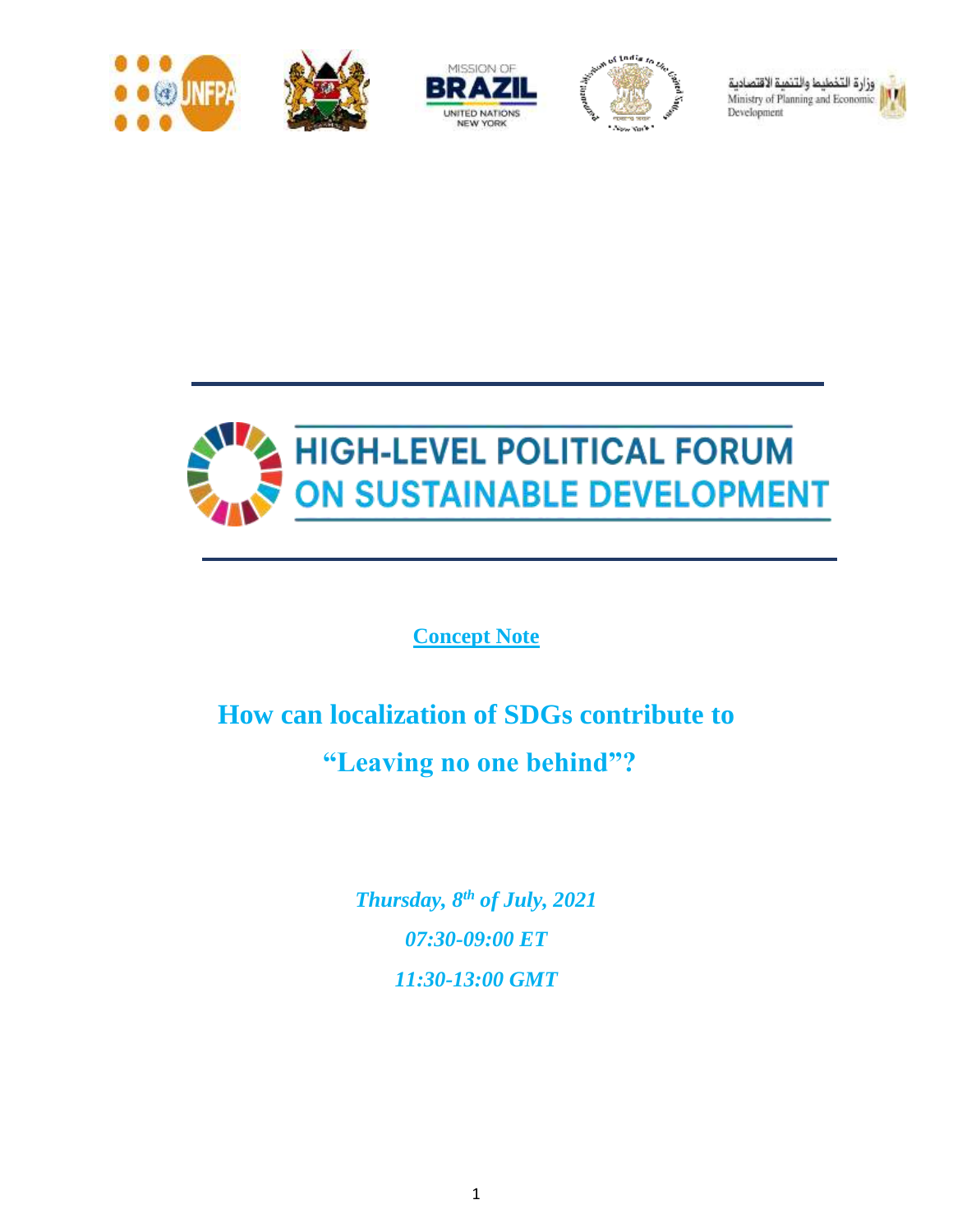وزارة التخطيط والتنمية الاقتصادية
Ministry of Planning and Economic Development

# HIGH-LEVEL POLITICAL FORUM ON SUSTAINABLE DEVELOPMENT

**Concept Note**

# How can localization of SDGs contribute to "Leaving no one behind"?

*Thursday, 8th of July, 2021*

*07:30-09:00 ET*

*11:30-13:00 GMT*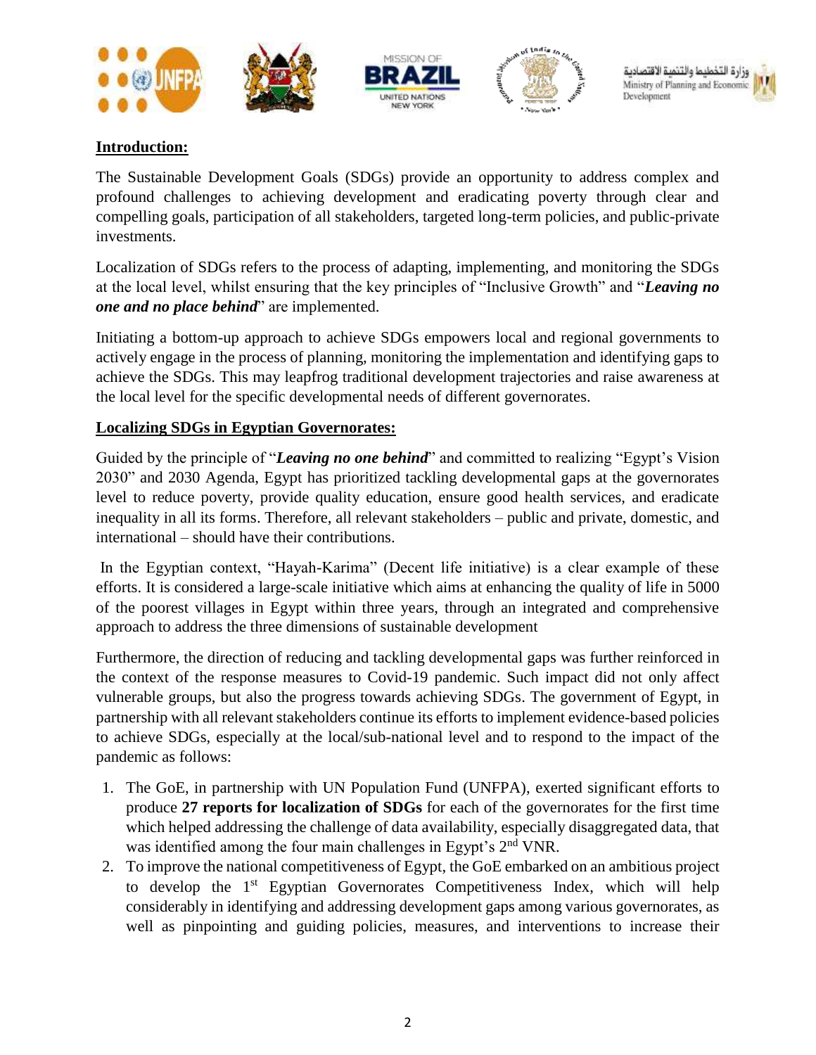**Introduction:**

The Sustainable Development Goals (SDGs) provide an opportunity to address complex and profound challenges to achieving development and eradicating poverty through clear and compelling goals, participation of all stakeholders, targeted long-term policies, and public-private investments.

Localization of SDGs refers to the process of adapting, implementing, and monitoring the SDGs at the local level, whilst ensuring that the key principles of "Inclusive Growth" and "***Leaving no one and no place behind***" are implemented.

Initiating a bottom-up approach to achieve SDGs empowers local and regional governments to actively engage in the process of planning, monitoring the implementation and identifying gaps to achieve the SDGs. This may leapfrog traditional development trajectories and raise awareness at the local level for the specific developmental needs of different governorates.

**Localizing SDGs in Egyptian Governorates:**

Guided by the principle of "***Leaving no one behind***" and committed to realizing "Egypt's Vision 2030" and 2030 Agenda, Egypt has prioritized tackling developmental gaps at the governorates level to reduce poverty, provide quality education, ensure good health services, and eradicate inequality in all its forms. Therefore, all relevant stakeholders – public and private, domestic, and international – should have their contributions.

In the Egyptian context, "Hayah-Karima" (Decent life initiative) is a clear example of these efforts. It is considered a large-scale initiative which aims at enhancing the quality of life in 5000 of the poorest villages in Egypt within three years, through an integrated and comprehensive approach to address the three dimensions of sustainable development

Furthermore, the direction of reducing and tackling developmental gaps was further reinforced in the context of the response measures to Covid-19 pandemic. Such impact did not only affect vulnerable groups, but also the progress towards achieving SDGs. The government of Egypt, in partnership with all relevant stakeholders continue its efforts to implement evidence-based policies to achieve SDGs, especially at the local/sub-national level and to respond to the impact of the pandemic as follows:

1. The GoE, in partnership with UN Population Fund (UNFPA), exerted significant efforts to produce **27 reports for localization of SDGs** for each of the governorates for the first time which helped addressing the challenge of data availability, especially disaggregated data, that was identified among the four main challenges in Egypt's 2nd VNR.
2. To improve the national competitiveness of Egypt, the GoE embarked on an ambitious project to develop the 1st Egyptian Governorates Competitiveness Index, which will help considerably in identifying and addressing development gaps among various governorates, as well as pinpointing and guiding policies, measures, and interventions to increase their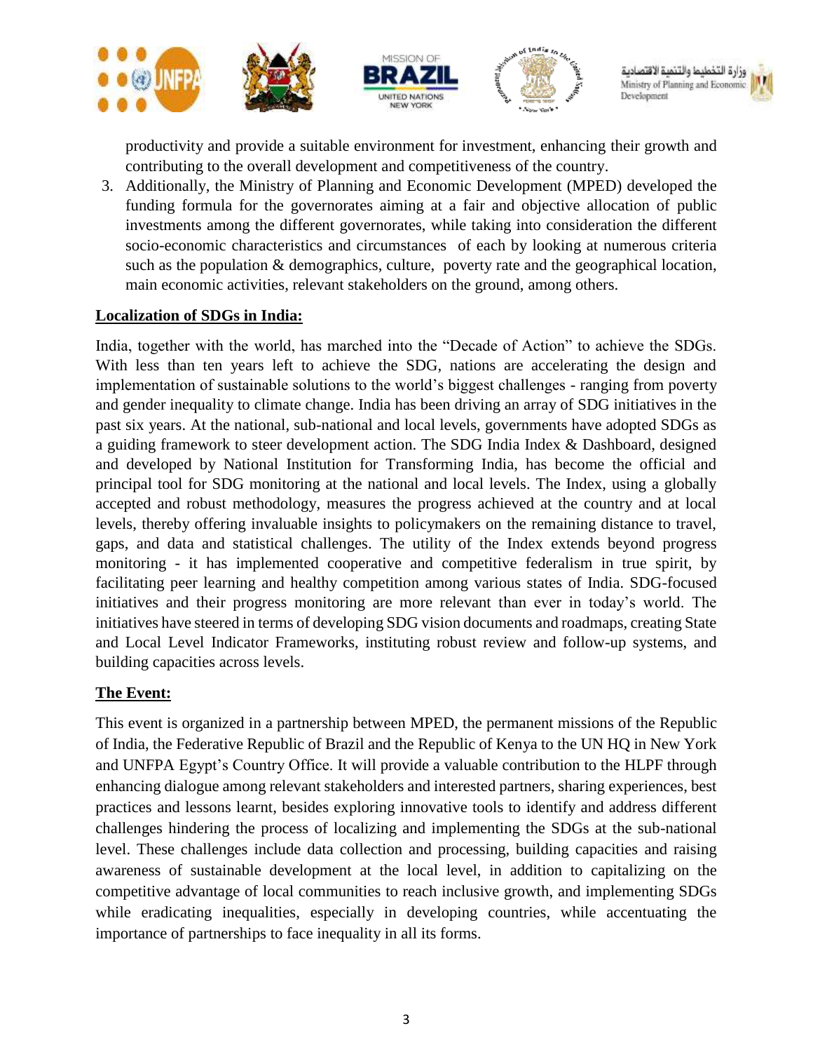productivity and provide a suitable environment for investment, enhancing their growth and contributing to the overall development and competitiveness of the country.

3. Additionally, the Ministry of Planning and Economic Development (MPED) developed the funding formula for the governorates aiming at a fair and objective allocation of public investments among the different governorates, while taking into consideration the different socio-economic characteristics and circumstances of each by looking at numerous criteria such as the population & demographics, culture, poverty rate and the geographical location, main economic activities, relevant stakeholders on the ground, among others.

**Localization of SDGs in India:**

India, together with the world, has marched into the "Decade of Action" to achieve the SDGs. With less than ten years left to achieve the SDG, nations are accelerating the design and implementation of sustainable solutions to the world's biggest challenges - ranging from poverty and gender inequality to climate change. India has been driving an array of SDG initiatives in the past six years. At the national, sub-national and local levels, governments have adopted SDGs as a guiding framework to steer development action. The SDG India Index & Dashboard, designed and developed by National Institution for Transforming India, has become the official and principal tool for SDG monitoring at the national and local levels. The Index, using a globally accepted and robust methodology, measures the progress achieved at the country and at local levels, thereby offering invaluable insights to policymakers on the remaining distance to travel, gaps, and data and statistical challenges. The utility of the Index extends beyond progress monitoring - it has implemented cooperative and competitive federalism in true spirit, by facilitating peer learning and healthy competition among various states of India. SDG-focused initiatives and their progress monitoring are more relevant than ever in today's world. The initiatives have steered in terms of developing SDG vision documents and roadmaps, creating State and Local Level Indicator Frameworks, instituting robust review and follow-up systems, and building capacities across levels.

**The Event:**

This event is organized in a partnership between MPED, the permanent missions of the Republic of India, the Federative Republic of Brazil and the Republic of Kenya to the UN HQ in New York and UNFPA Egypt's Country Office. It will provide a valuable contribution to the HLPF through enhancing dialogue among relevant stakeholders and interested partners, sharing experiences, best practices and lessons learnt, besides exploring innovative tools to identify and address different challenges hindering the process of localizing and implementing the SDGs at the sub-national level. These challenges include data collection and processing, building capacities and raising awareness of sustainable development at the local level, in addition to capitalizing on the competitive advantage of local communities to reach inclusive growth, and implementing SDGs while eradicating inequalities, especially in developing countries, while accentuating the importance of partnerships to face inequality in all its forms.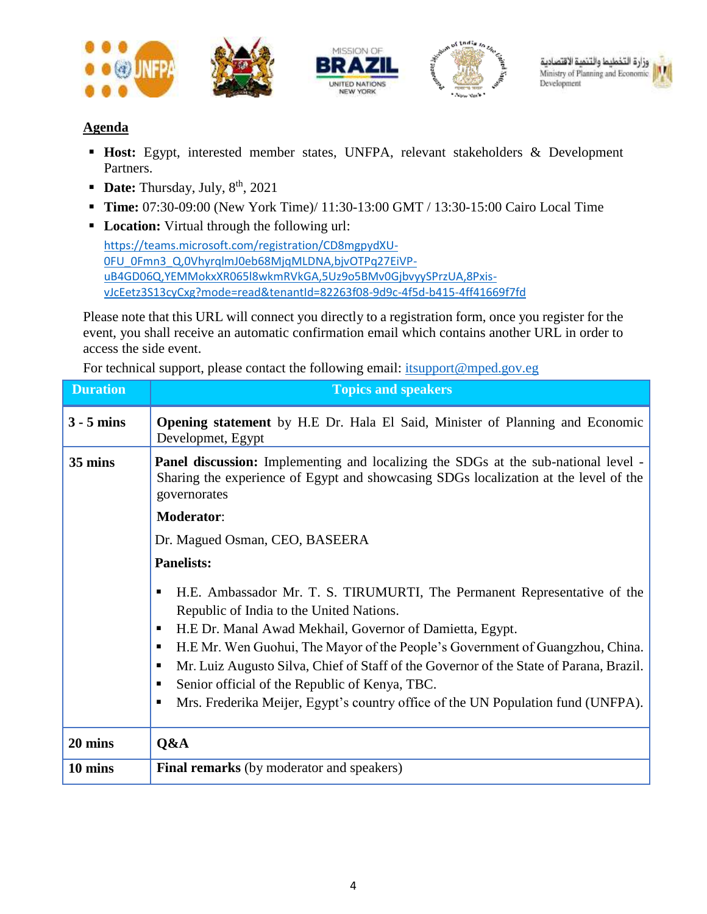## Agenda

- **Host:** Egypt, interested member states, UNFPA, relevant stakeholders & Development Partners.
- **Date:** Thursday, July, 8th, 2021
- **Time:** 07:30-09:00 (New York Time)/ 11:30-13:00 GMT / 13:30-15:00 Cairo Local Time
- **Location:** Virtual through the following url:

  https://teams.microsoft.com/registration/CD8mgpydXU-0FU_0Fmn3_Q,0VhyrqlmJ0eb68MjqMLDNA,bjvOTPq27EiVP-uB4GD06Q,YEMMokxXR065l8wkmRVkGA,5Uz9o5BMv0GjbvyySPrzUA,8Pxis-vJcEetz3S13cyCxg?mode=read&tenantId=82263f08-9d9c-4f5d-b415-4ff41669f7fd

Please note that this URL will connect you directly to a registration form, once you register for the event, you shall receive an automatic confirmation email which contains another URL in order to access the side event.

For technical support, please contact the following email: itsupport@mped.gov.eg

| Duration | Topics and speakers |
|---|---|
| **3 - 5 mins** | **Opening statement** by H.E Dr. Hala El Said, Minister of Planning and Economic Developmet, Egypt |
| **35 mins** | **Panel discussion:** Implementing and localizing the SDGs at the sub-national level - Sharing the experience of Egypt and showcasing SDGs localization at the level of the governorates<br><br>**Moderator**:<br><br>Dr. Magued Osman, CEO, BASEERA<br><br>**Panelists:**<br><br>▪ H.E. Ambassador Mr. T. S. TIRUMURTI, The Permanent Representative of the Republic of India to the United Nations.<br>▪ H.E Dr. Manal Awad Mekhail, Governor of Damietta, Egypt.<br>▪ H.E Mr. Wen Guohui, The Mayor of the People's Government of Guangzhou, China.<br>▪ Mr. Luiz Augusto Silva, Chief of Staff of the Governor of the State of Parana, Brazil.<br>▪ Senior official of the Republic of Kenya, TBC.<br>▪ Mrs. Frederika Meijer, Egypt's country office of the UN Population fund (UNFPA). |
| **20 mins** | **Q&A** |
| **10 mins** | **Final remarks** (by moderator and speakers) |